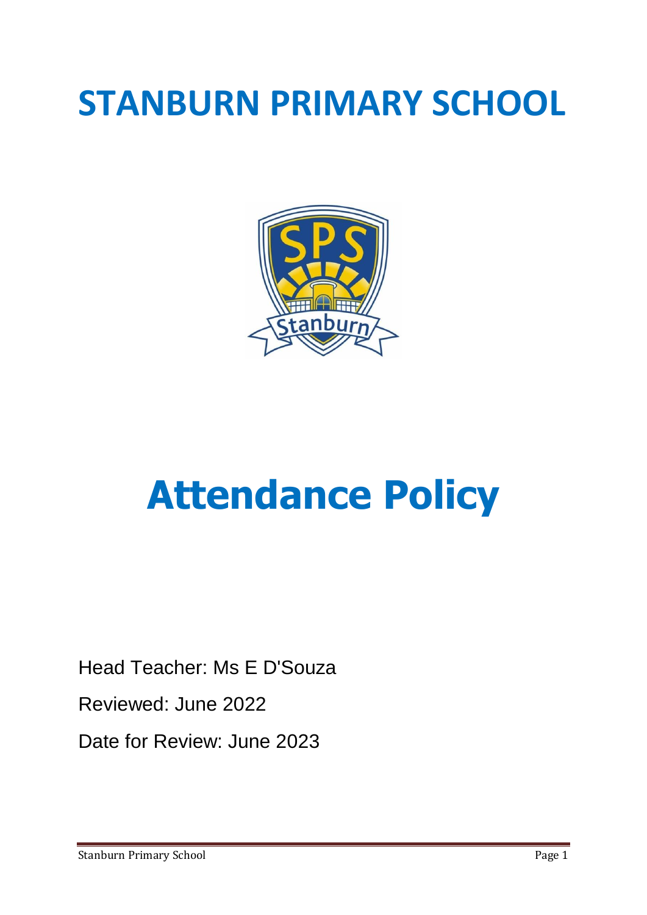# STANBURN PRIMARY SCHOOL

# Attendance Policy

Head Teacher: Ms E D'Souza

Reviewed: June 2022

Date for Review: June 2023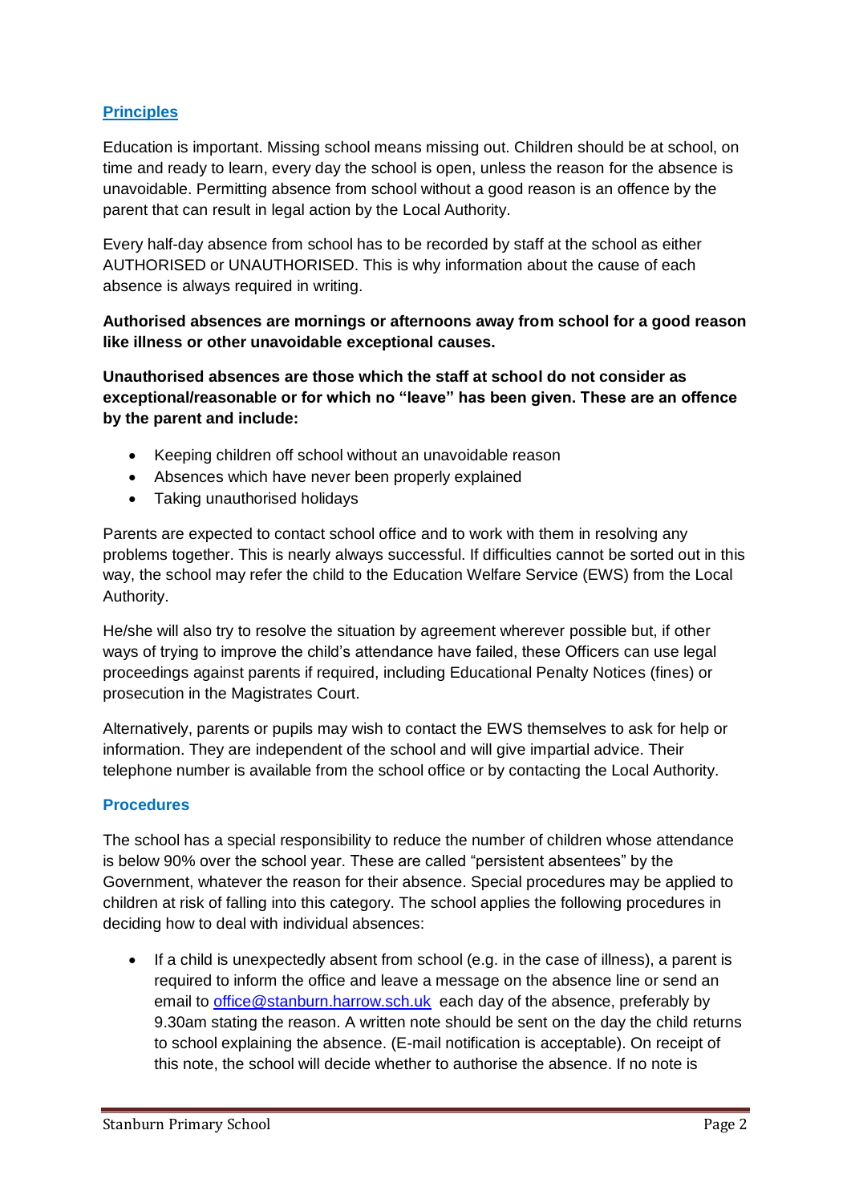## Principles

Education is important. Missing school means missing out. Children should be at school, on time and ready to learn, every day the school is open, unless the reason for the absence is unavoidable. Permitting absence from school without a good reason is an offence by the parent that can result in legal action by the Local Authority.

Every half-day absence from school has to be recorded by staff at the school as either AUTHORISED or UNAUTHORISED. This is why information about the cause of each absence is always required in writing.

**Authorised absences are mornings or afternoons away from school for a good reason like illness or other unavoidable exceptional causes.**

**Unauthorised absences are those which the staff at school do not consider as exceptional/reasonable or for which no "leave" has been given. These are an offence by the parent and include:**

- Keeping children off school without an unavoidable reason
- Absences which have never been properly explained
- Taking unauthorised holidays

Parents are expected to contact school office and to work with them in resolving any problems together. This is nearly always successful. If difficulties cannot be sorted out in this way, the school may refer the child to the Education Welfare Service (EWS) from the Local Authority.

He/she will also try to resolve the situation by agreement wherever possible but, if other ways of trying to improve the child's attendance have failed, these Officers can use legal proceedings against parents if required, including Educational Penalty Notices (fines) or prosecution in the Magistrates Court.

Alternatively, parents or pupils may wish to contact the EWS themselves to ask for help or information. They are independent of the school and will give impartial advice. Their telephone number is available from the school office or by contacting the Local Authority.

## Procedures

The school has a special responsibility to reduce the number of children whose attendance is below 90% over the school year. These are called "persistent absentees" by the Government, whatever the reason for their absence. Special procedures may be applied to children at risk of falling into this category. The school applies the following procedures in deciding how to deal with individual absences:

- If a child is unexpectedly absent from school (e.g. in the case of illness), a parent is required to inform the office and leave a message on the absence line or send an email to office@stanburn.harrow.sch.uk each day of the absence, preferably by 9.30am stating the reason. A written note should be sent on the day the child returns to school explaining the absence. (E-mail notification is acceptable). On receipt of this note, the school will decide whether to authorise the absence. If no note is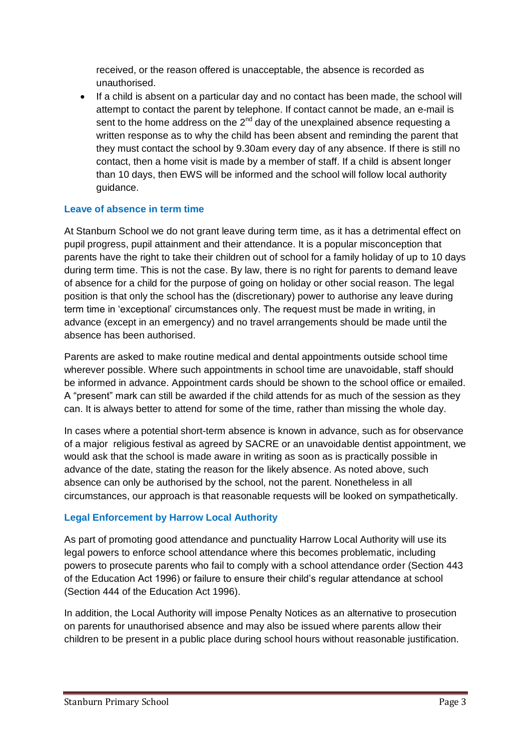received, or the reason offered is unacceptable, the absence is recorded as unauthorised.

- If a child is absent on a particular day and no contact has been made, the school will attempt to contact the parent by telephone. If contact cannot be made, an e-mail is sent to the home address on the 2nd day of the unexplained absence requesting a written response as to why the child has been absent and reminding the parent that they must contact the school by 9.30am every day of any absence. If there is still no contact, then a home visit is made by a member of staff. If a child is absent longer than 10 days, then EWS will be informed and the school will follow local authority guidance.

### Leave of absence in term time

At Stanburn School we do not grant leave during term time, as it has a detrimental effect on pupil progress, pupil attainment and their attendance. It is a popular misconception that parents have the right to take their children out of school for a family holiday of up to 10 days during term time. This is not the case. By law, there is no right for parents to demand leave of absence for a child for the purpose of going on holiday or other social reason. The legal position is that only the school has the (discretionary) power to authorise any leave during term time in 'exceptional' circumstances only. The request must be made in writing, in advance (except in an emergency) and no travel arrangements should be made until the absence has been authorised.

Parents are asked to make routine medical and dental appointments outside school time wherever possible. Where such appointments in school time are unavoidable, staff should be informed in advance. Appointment cards should be shown to the school office or emailed. A "present" mark can still be awarded if the child attends for as much of the session as they can. It is always better to attend for some of the time, rather than missing the whole day.

In cases where a potential short-term absence is known in advance, such as for observance of a major religious festival as agreed by SACRE or an unavoidable dentist appointment, we would ask that the school is made aware in writing as soon as is practically possible in advance of the date, stating the reason for the likely absence. As noted above, such absence can only be authorised by the school, not the parent. Nonetheless in all circumstances, our approach is that reasonable requests will be looked on sympathetically.

### Legal Enforcement by Harrow Local Authority

As part of promoting good attendance and punctuality Harrow Local Authority will use its legal powers to enforce school attendance where this becomes problematic, including powers to prosecute parents who fail to comply with a school attendance order (Section 443 of the Education Act 1996) or failure to ensure their child's regular attendance at school (Section 444 of the Education Act 1996).

In addition, the Local Authority will impose Penalty Notices as an alternative to prosecution on parents for unauthorised absence and may also be issued where parents allow their children to be present in a public place during school hours without reasonable justification.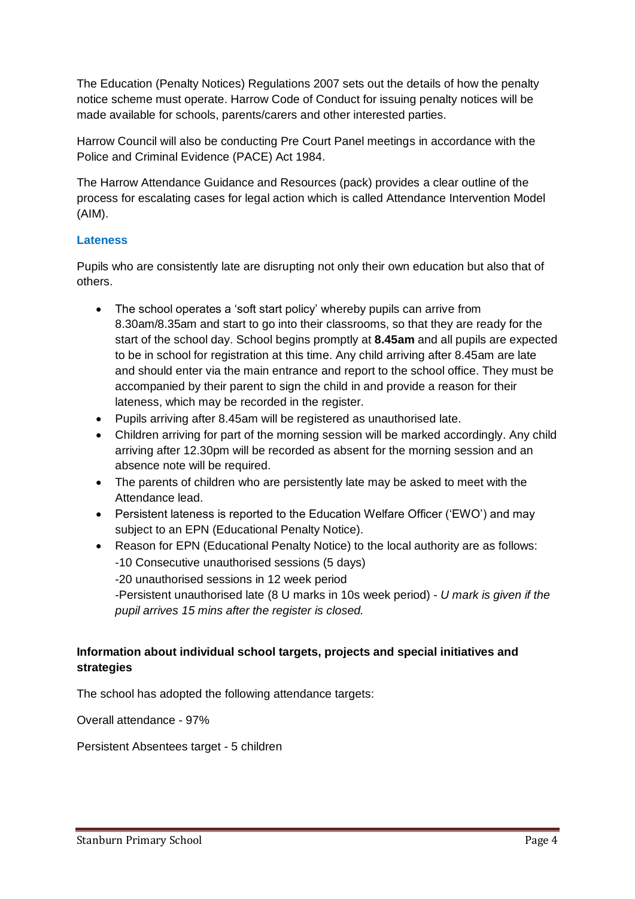The Education (Penalty Notices) Regulations 2007 sets out the details of how the penalty notice scheme must operate. Harrow Code of Conduct for issuing penalty notices will be made available for schools, parents/carers and other interested parties.

Harrow Council will also be conducting Pre Court Panel meetings in accordance with the Police and Criminal Evidence (PACE) Act 1984.

The Harrow Attendance Guidance and Resources (pack) provides a clear outline of the process for escalating cases for legal action which is called Attendance Intervention Model (AIM).

### Lateness

Pupils who are consistently late are disrupting not only their own education but also that of others.

- The school operates a 'soft start policy' whereby pupils can arrive from 8.30am/8.35am and start to go into their classrooms, so that they are ready for the start of the school day. School begins promptly at **8.45am** and all pupils are expected to be in school for registration at this time. Any child arriving after 8.45am are late and should enter via the main entrance and report to the school office. They must be accompanied by their parent to sign the child in and provide a reason for their lateness, which may be recorded in the register.
- Pupils arriving after 8.45am will be registered as unauthorised late.
- Children arriving for part of the morning session will be marked accordingly. Any child arriving after 12.30pm will be recorded as absent for the morning session and an absence note will be required.
- The parents of children who are persistently late may be asked to meet with the Attendance lead.
- Persistent lateness is reported to the Education Welfare Officer ('EWO') and may subject to an EPN (Educational Penalty Notice).
- Reason for EPN (Educational Penalty Notice) to the local authority are as follows:
  -10 Consecutive unauthorised sessions (5 days)
  -20 unauthorised sessions in 12 week period
  -Persistent unauthorised late (8 U marks in 10s week period) - *U mark is given if the pupil arrives 15 mins after the register is closed.*

**Information about individual school targets, projects and special initiatives and strategies**

The school has adopted the following attendance targets:

Overall attendance - 97%

Persistent Absentees target - 5 children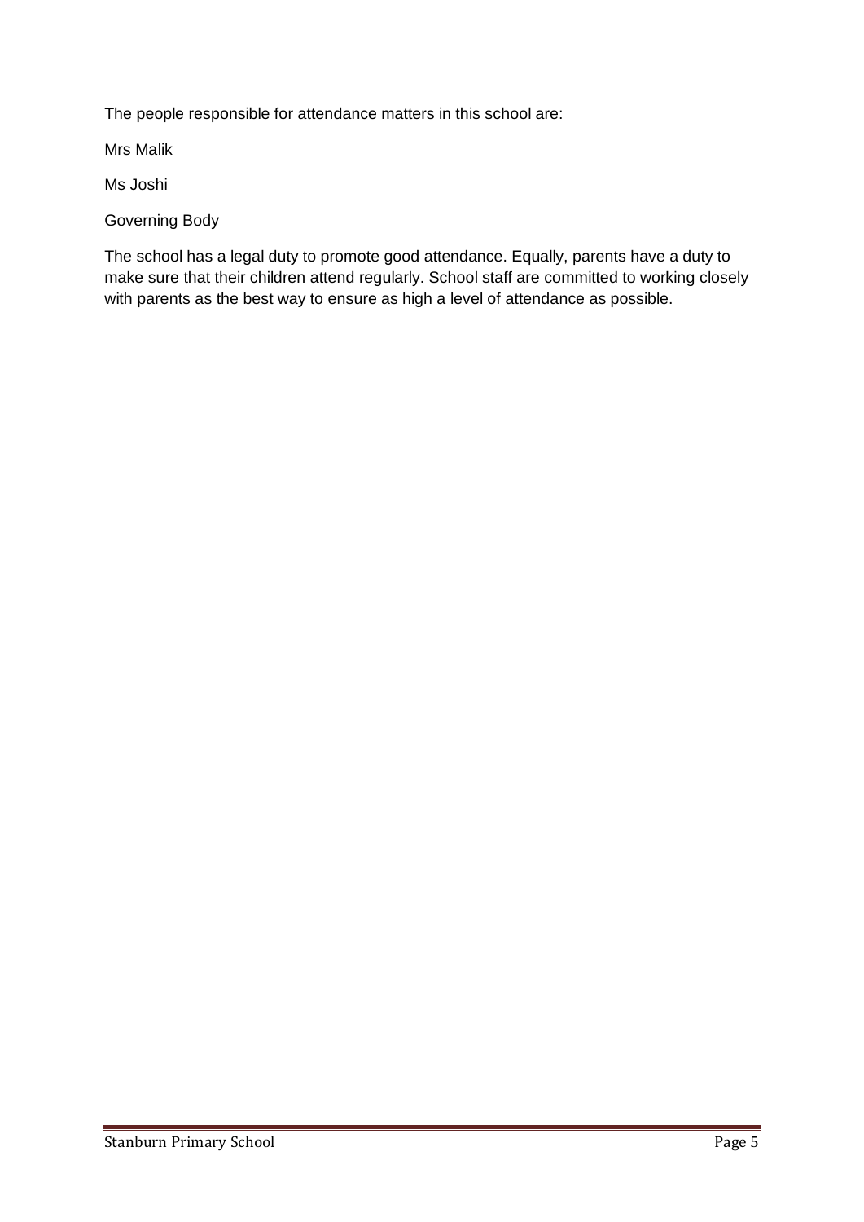The people responsible for attendance matters in this school are:

Mrs Malik

Ms Joshi

Governing Body

The school has a legal duty to promote good attendance. Equally, parents have a duty to make sure that their children attend regularly. School staff are committed to working closely with parents as the best way to ensure as high a level of attendance as possible.